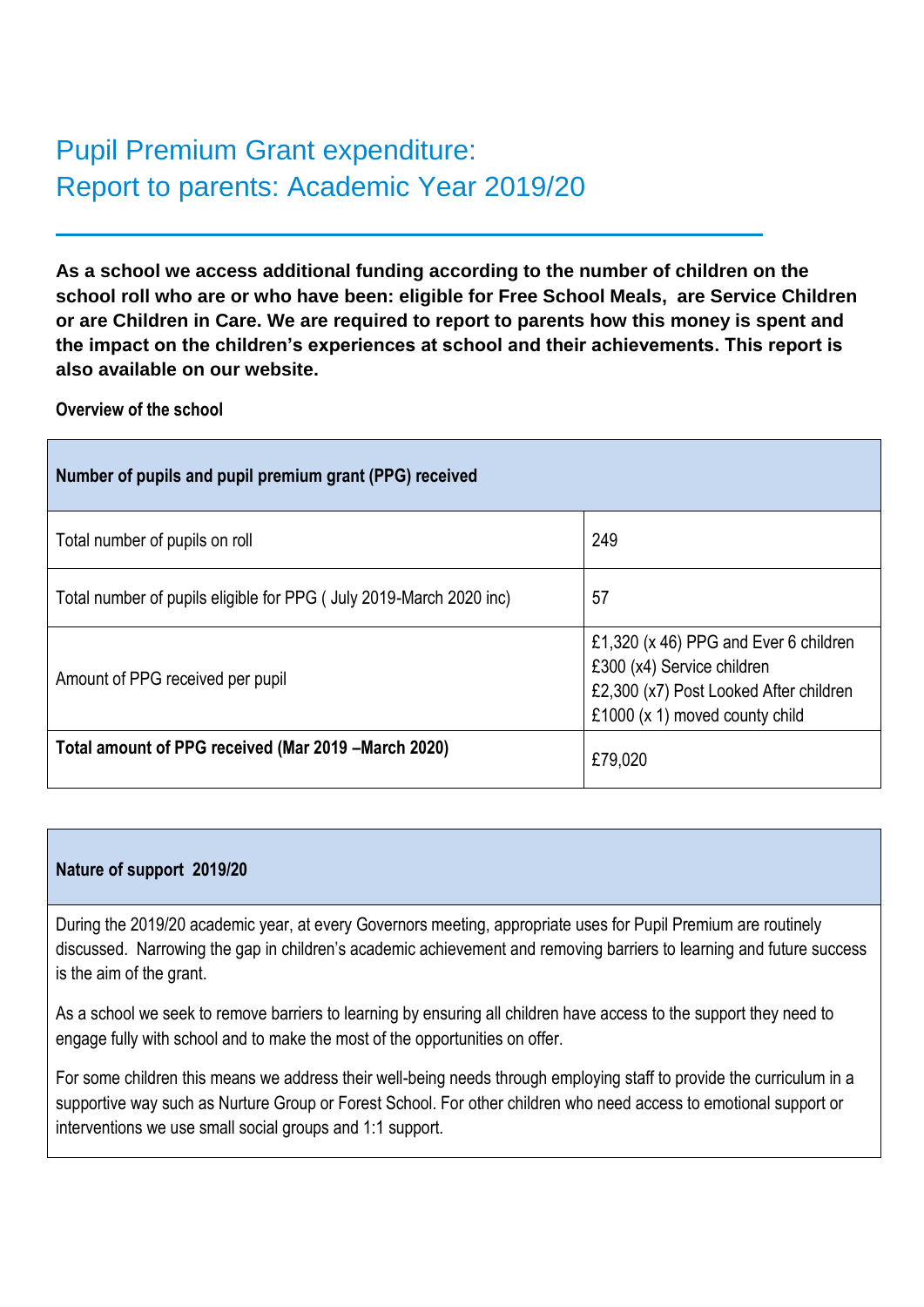# Pupil Premium Grant expenditure:
# Report to parents: Academic Year 2019/20

**As a school we access additional funding according to the number of children on the school roll who are or who have been: eligible for Free School Meals, are Service Children or are Children in Care. We are required to report to parents how this money is spent and the impact on the children's experiences at school and their achievements. This report is also available on our website.**

**Overview of the school**

| **Number of pupils and pupil premium grant (PPG) received** | |
|---|---|
| Total number of pupils on roll | 249 |
| Total number of pupils eligible for PPG ( July 2019-March 2020 inc) | 57 |
| Amount of PPG received per pupil | £1,320 (x 46) PPG and Ever 6 children<br>£300 (x4) Service children<br>£2,300 (x7) Post Looked After children<br>£1000 (x 1) moved county child |
| **Total amount of PPG received (Mar 2019 –March 2020)** | £79,020 |

| **Nature of support 2019/20** |
|---|
| During the 2019/20 academic year, at every Governors meeting, appropriate uses for Pupil Premium are routinely discussed. Narrowing the gap in children's academic achievement and removing barriers to learning and future success is the aim of the grant.<br><br>As a school we seek to remove barriers to learning by ensuring all children have access to the support they need to engage fully with school and to make the most of the opportunities on offer.<br><br>For some children this means we address their well-being needs through employing staff to provide the curriculum in a supportive way such as Nurture Group or Forest School. For other children who need access to emotional support or interventions we use small social groups and 1:1 support. |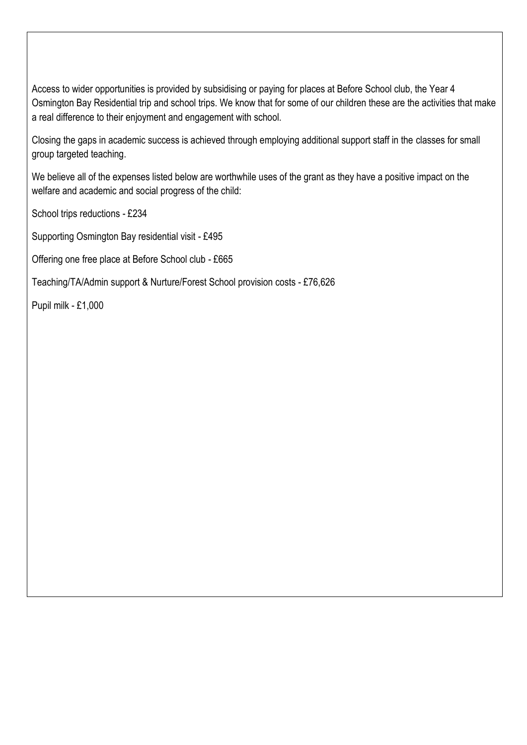Access to wider opportunities is provided by subsidising or paying for places at Before School club, the Year 4 Osmington Bay Residential trip and school trips. We know that for some of our children these are the activities that make a real difference to their enjoyment and engagement with school.

Closing the gaps in academic success is achieved through employing additional support staff in the classes for small group targeted teaching.

We believe all of the expenses listed below are worthwhile uses of the grant as they have a positive impact on the welfare and academic and social progress of the child:

School trips reductions - £234

Supporting Osmington Bay residential visit - £495

Offering one free place at Before School club - £665

Teaching/TA/Admin support & Nurture/Forest School provision costs - £76,626

Pupil milk - £1,000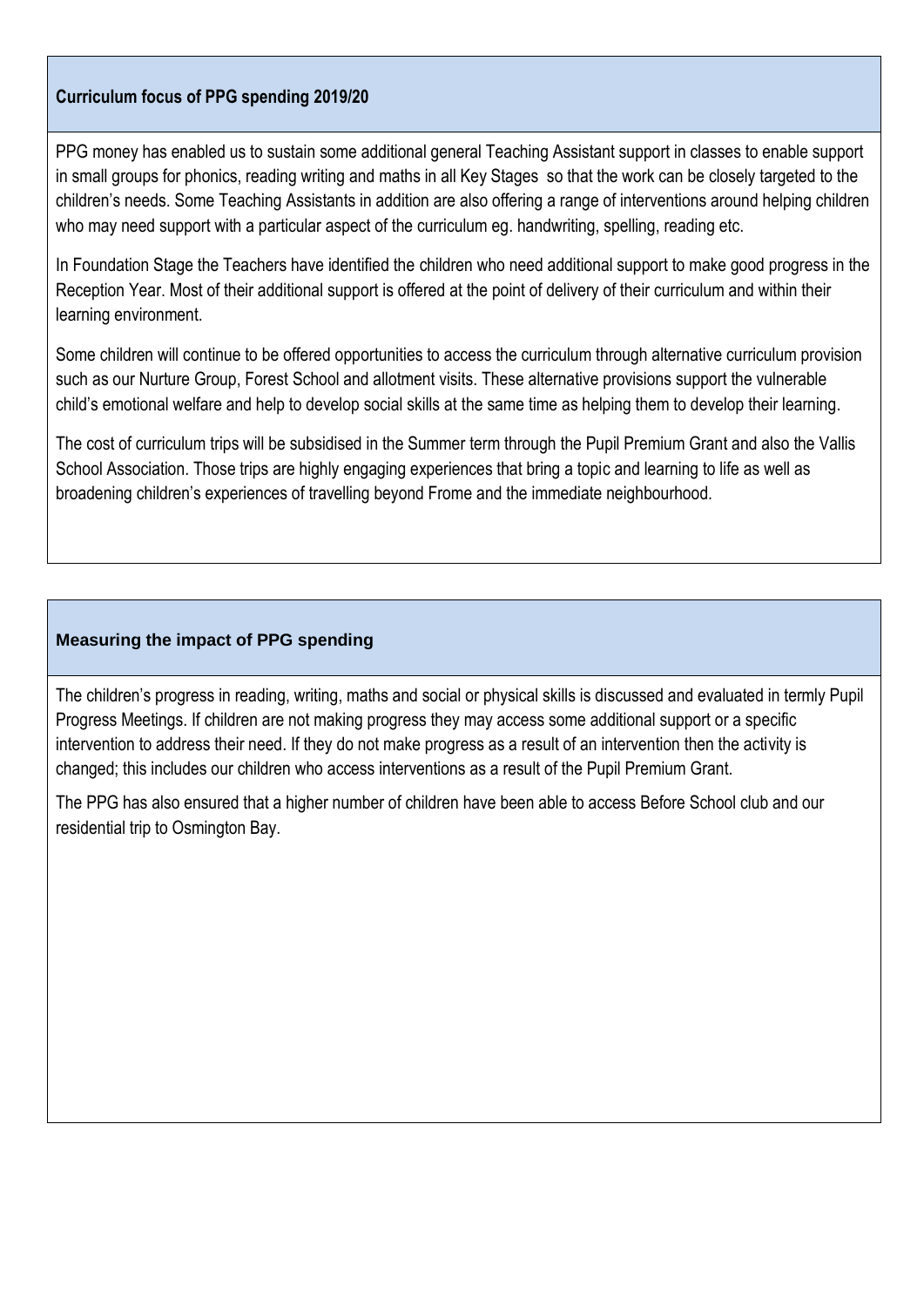## Curriculum focus of PPG spending 2019/20

PPG money has enabled us to sustain some additional general Teaching Assistant support in classes to enable support in small groups for phonics, reading writing and maths in all Key Stages so that the work can be closely targeted to the children's needs. Some Teaching Assistants in addition are also offering a range of interventions around helping children who may need support with a particular aspect of the curriculum eg. handwriting, spelling, reading etc.

In Foundation Stage the Teachers have identified the children who need additional support to make good progress in the Reception Year. Most of their additional support is offered at the point of delivery of their curriculum and within their learning environment.

Some children will continue to be offered opportunities to access the curriculum through alternative curriculum provision such as our Nurture Group, Forest School and allotment visits. These alternative provisions support the vulnerable child's emotional welfare and help to develop social skills at the same time as helping them to develop their learning.

The cost of curriculum trips will be subsidised in the Summer term through the Pupil Premium Grant and also the Vallis School Association. Those trips are highly engaging experiences that bring a topic and learning to life as well as broadening children's experiences of travelling beyond Frome and the immediate neighbourhood.

## Measuring the impact of PPG spending

The children's progress in reading, writing, maths and social or physical skills is discussed and evaluated in termly Pupil Progress Meetings. If children are not making progress they may access some additional support or a specific intervention to address their need. If they do not make progress as a result of an intervention then the activity is changed; this includes our children who access interventions as a result of the Pupil Premium Grant.

The PPG has also ensured that a higher number of children have been able to access Before School club and our residential trip to Osmington Bay.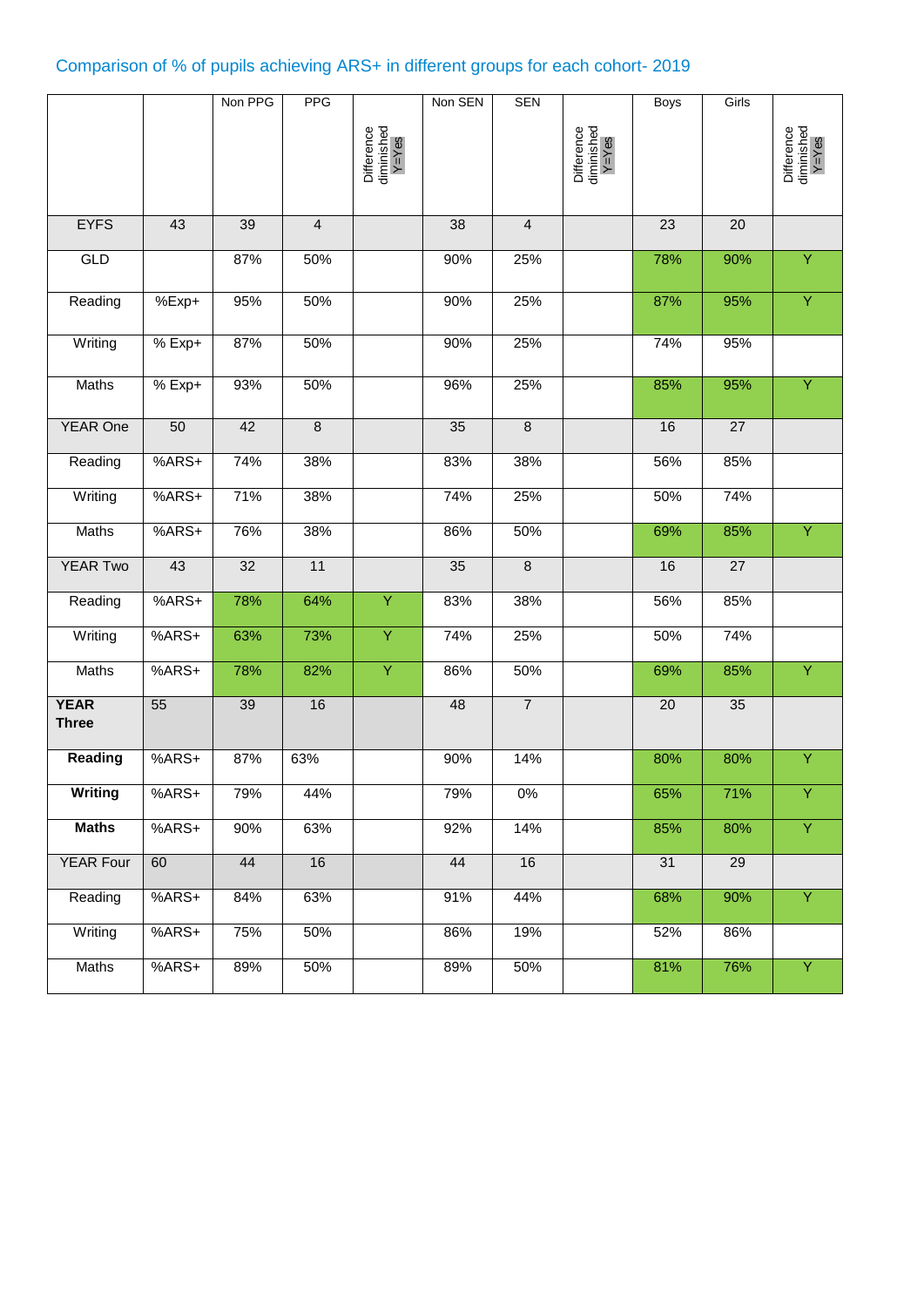## Comparison of % of pupils achieving ARS+ in different groups for each cohort- 2019

| | | Non PPG | PPG | Difference diminished Y=Yes | Non SEN | SEN | Difference diminished Y=Yes | Boys | Girls | Difference diminished Y=Yes |
|---|---|---|---|---|---|---|---|---|---|---|
| EYFS | 43 | 39 | 4 | | 38 | 4 | | 23 | 20 | |
| GLD | | 87% | 50% | | 90% | 25% | | 78% | 90% | Y |
| Reading | %Exp+ | 95% | 50% | | 90% | 25% | | 87% | 95% | Y |
| Writing | % Exp+ | 87% | 50% | | 90% | 25% | | 74% | 95% | |
| Maths | % Exp+ | 93% | 50% | | 96% | 25% | | 85% | 95% | Y |
| YEAR One | 50 | 42 | 8 | | 35 | 8 | | 16 | 27 | |
| Reading | %ARS+ | 74% | 38% | | 83% | 38% | | 56% | 85% | |
| Writing | %ARS+ | 71% | 38% | | 74% | 25% | | 50% | 74% | |
| Maths | %ARS+ | 76% | 38% | | 86% | 50% | | 69% | 85% | Y |
| YEAR Two | 43 | 32 | 11 | | 35 | 8 | | 16 | 27 | |
| Reading | %ARS+ | 78% | 64% | Y | 83% | 38% | | 56% | 85% | |
| Writing | %ARS+ | 63% | 73% | Y | 74% | 25% | | 50% | 74% | |
| Maths | %ARS+ | 78% | 82% | Y | 86% | 50% | | 69% | 85% | Y |
| **YEAR Three** | 55 | 39 | 16 | | 48 | 7 | | 20 | 35 | |
| **Reading** | %ARS+ | 87% | 63% | | 90% | 14% | | 80% | 80% | Y |
| **Writing** | %ARS+ | 79% | 44% | | 79% | 0% | | 65% | 71% | Y |
| **Maths** | %ARS+ | 90% | 63% | | 92% | 14% | | 85% | 80% | Y |
| YEAR Four | 60 | 44 | 16 | | 44 | 16 | | 31 | 29 | |
| Reading | %ARS+ | 84% | 63% | | 91% | 44% | | 68% | 90% | Y |
| Writing | %ARS+ | 75% | 50% | | 86% | 19% | | 52% | 86% | |
| Maths | %ARS+ | 89% | 50% | | 89% | 50% | | 81% | 76% | Y |